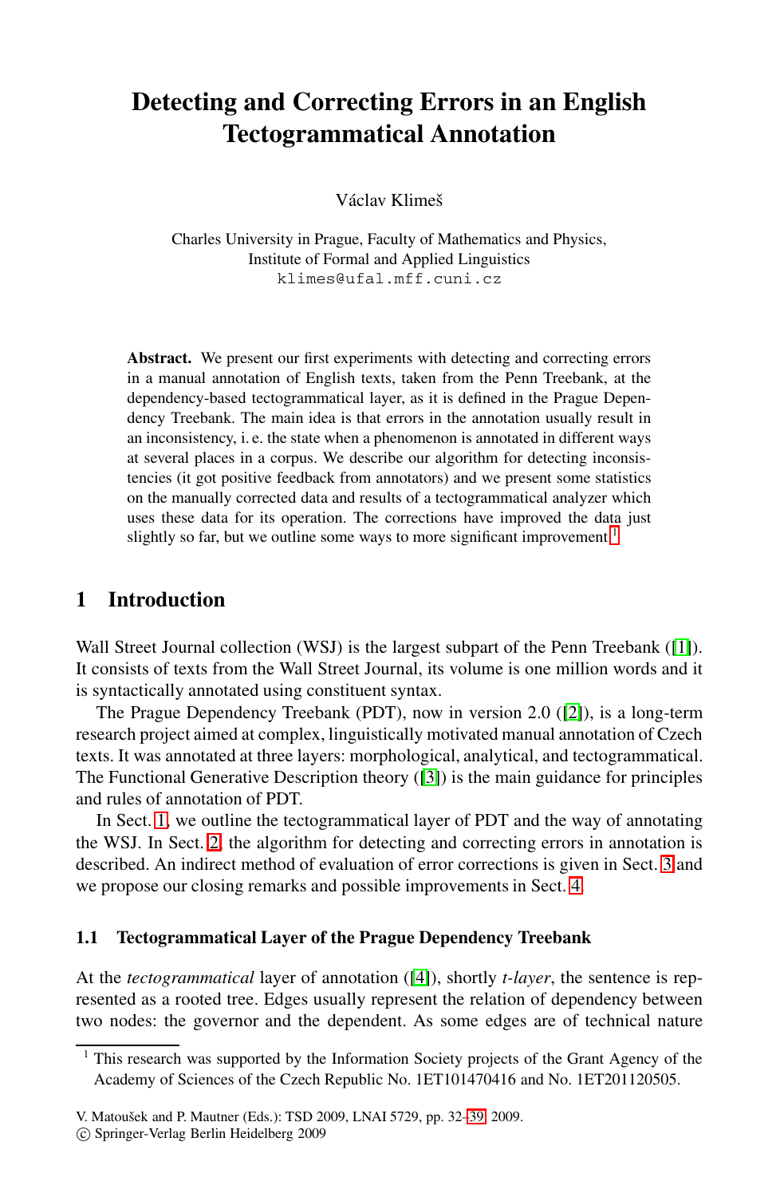# Detecting and Correcting Errors in an English Tectogrammatical Annotation

Václav Klimeš

Charles University in Prague, Faculty of Mathematics and Physics,
Institute of Formal and Applied Linguistics
klimes@ufal.mff.cuni.cz

**Abstract.** We present our first experiments with detecting and correcting errors in a manual annotation of English texts, taken from the Penn Treebank, at the dependency-based tectogrammatical layer, as it is defined in the Prague Dependency Treebank. The main idea is that errors in the annotation usually result in an inconsistency, i. e. the state when a phenomenon is annotated in different ways at several places in a corpus. We describe our algorithm for detecting inconsistencies (it got positive feedback from annotators) and we present some statistics on the manually corrected data and results of a tectogrammatical analyzer which uses these data for its operation. The corrections have improved the data just slightly so far, but we outline some ways to more significant improvement.[1]

## 1 Introduction

Wall Street Journal collection (WSJ) is the largest subpart of the Penn Treebank ([1]). It consists of texts from the Wall Street Journal, its volume is one million words and it is syntactically annotated using constituent syntax.

The Prague Dependency Treebank (PDT), now in version 2.0 ([2]), is a long-term research project aimed at complex, linguistically motivated manual annotation of Czech texts. It was annotated at three layers: morphological, analytical, and tectogrammatical. The Functional Generative Description theory ([3]) is the main guidance for principles and rules of annotation of PDT.

In Sect. 1, we outline the tectogrammatical layer of PDT and the way of annotating the WSJ. In Sect. 2, the algorithm for detecting and correcting errors in annotation is described. An indirect method of evaluation of error corrections is given in Sect. 3 and we propose our closing remarks and possible improvements in Sect. 4.

### 1.1 Tectogrammatical Layer of the Prague Dependency Treebank

At the *tectogrammatical* layer of annotation ([4]), shortly *t-layer*, the sentence is represented as a rooted tree. Edges usually represent the relation of dependency between two nodes: the governor and the dependent. As some edges are of technical nature

[1] This research was supported by the Information Society projects of the Grant Agency of the Academy of Sciences of the Czech Republic No. 1ET101470416 and No. 1ET201120505.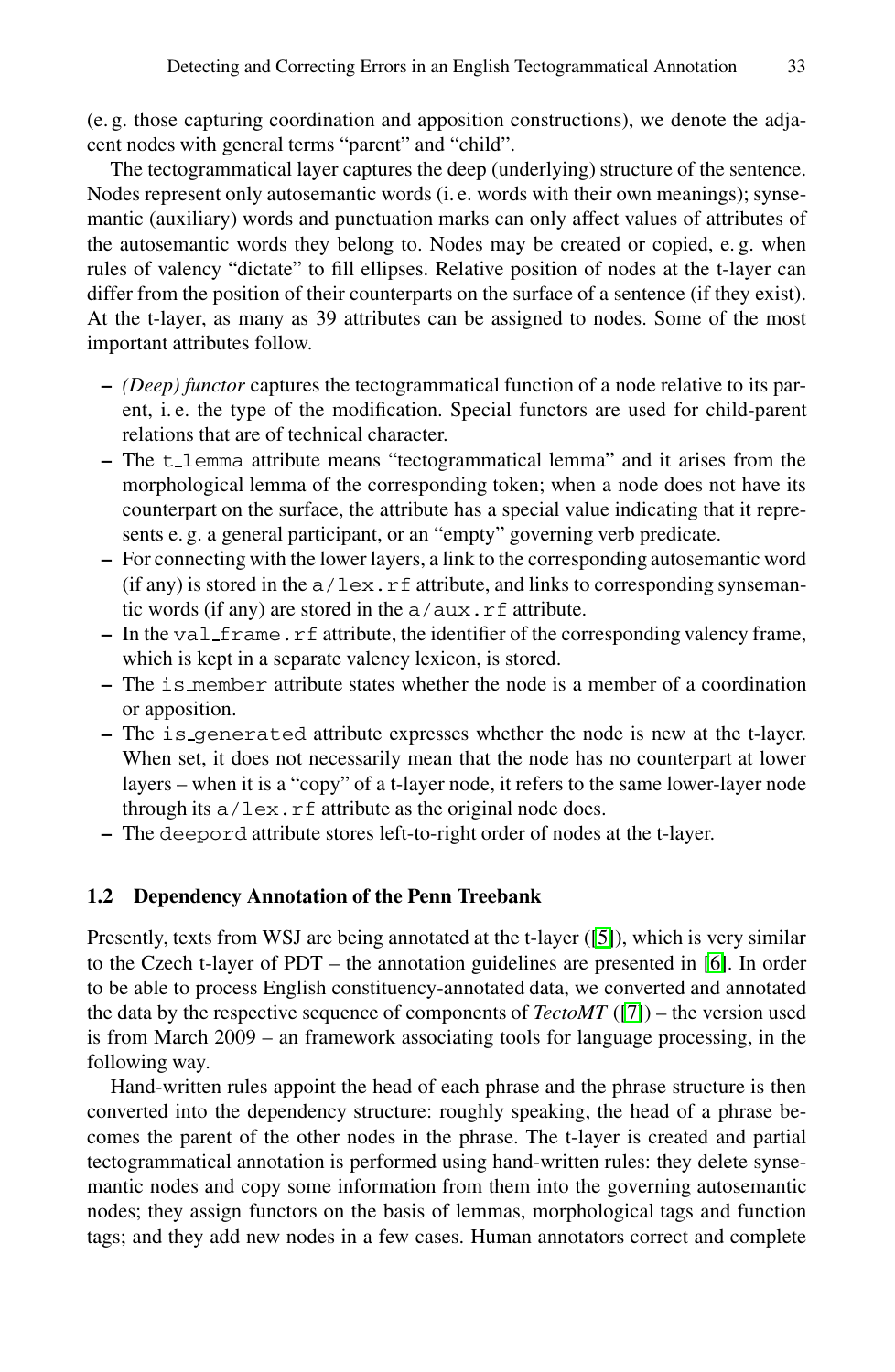(e. g. those capturing coordination and apposition constructions), we denote the adjacent nodes with general terms "parent" and "child".

The tectogrammatical layer captures the deep (underlying) structure of the sentence. Nodes represent only autosemantic words (i. e. words with their own meanings); synsemantic (auxiliary) words and punctuation marks can only affect values of attributes of the autosemantic words they belong to. Nodes may be created or copied, e. g. when rules of valency "dictate" to fill ellipses. Relative position of nodes at the t-layer can differ from the position of their counterparts on the surface of a sentence (if they exist). At the t-layer, as many as 39 attributes can be assigned to nodes. Some of the most important attributes follow.

- *(Deep) functor* captures the tectogrammatical function of a node relative to its parent, i. e. the type of the modification. Special functors are used for child-parent relations that are of technical character.
- The `t_lemma` attribute means "tectogrammatical lemma" and it arises from the morphological lemma of the corresponding token; when a node does not have its counterpart on the surface, the attribute has a special value indicating that it represents e. g. a general participant, or an "empty" governing verb predicate.
- For connecting with the lower layers, a link to the corresponding autosemantic word (if any) is stored in the `a/lex.rf` attribute, and links to corresponding synsemantic words (if any) are stored in the `a/aux.rf` attribute.
- In the `val_frame.rf` attribute, the identifier of the corresponding valency frame, which is kept in a separate valency lexicon, is stored.
- The `is_member` attribute states whether the node is a member of a coordination or apposition.
- The `is_generated` attribute expresses whether the node is new at the t-layer. When set, it does not necessarily mean that the node has no counterpart at lower layers – when it is a "copy" of a t-layer node, it refers to the same lower-layer node through its `a/lex.rf` attribute as the original node does.
- The `deepord` attribute stores left-to-right order of nodes at the t-layer.

### 1.2 Dependency Annotation of the Penn Treebank

Presently, texts from WSJ are being annotated at the t-layer ([5]), which is very similar to the Czech t-layer of PDT – the annotation guidelines are presented in [6]. In order to be able to process English constituency-annotated data, we converted and annotated the data by the respective sequence of components of *TectoMT* ([7]) – the version used is from March 2009 – an framework associating tools for language processing, in the following way.

Hand-written rules appoint the head of each phrase and the phrase structure is then converted into the dependency structure: roughly speaking, the head of a phrase becomes the parent of the other nodes in the phrase. The t-layer is created and partial tectogrammatical annotation is performed using hand-written rules: they delete synsemantic nodes and copy some information from them into the governing autosemantic nodes; they assign functors on the basis of lemmas, morphological tags and function tags; and they add new nodes in a few cases. Human annotators correct and complete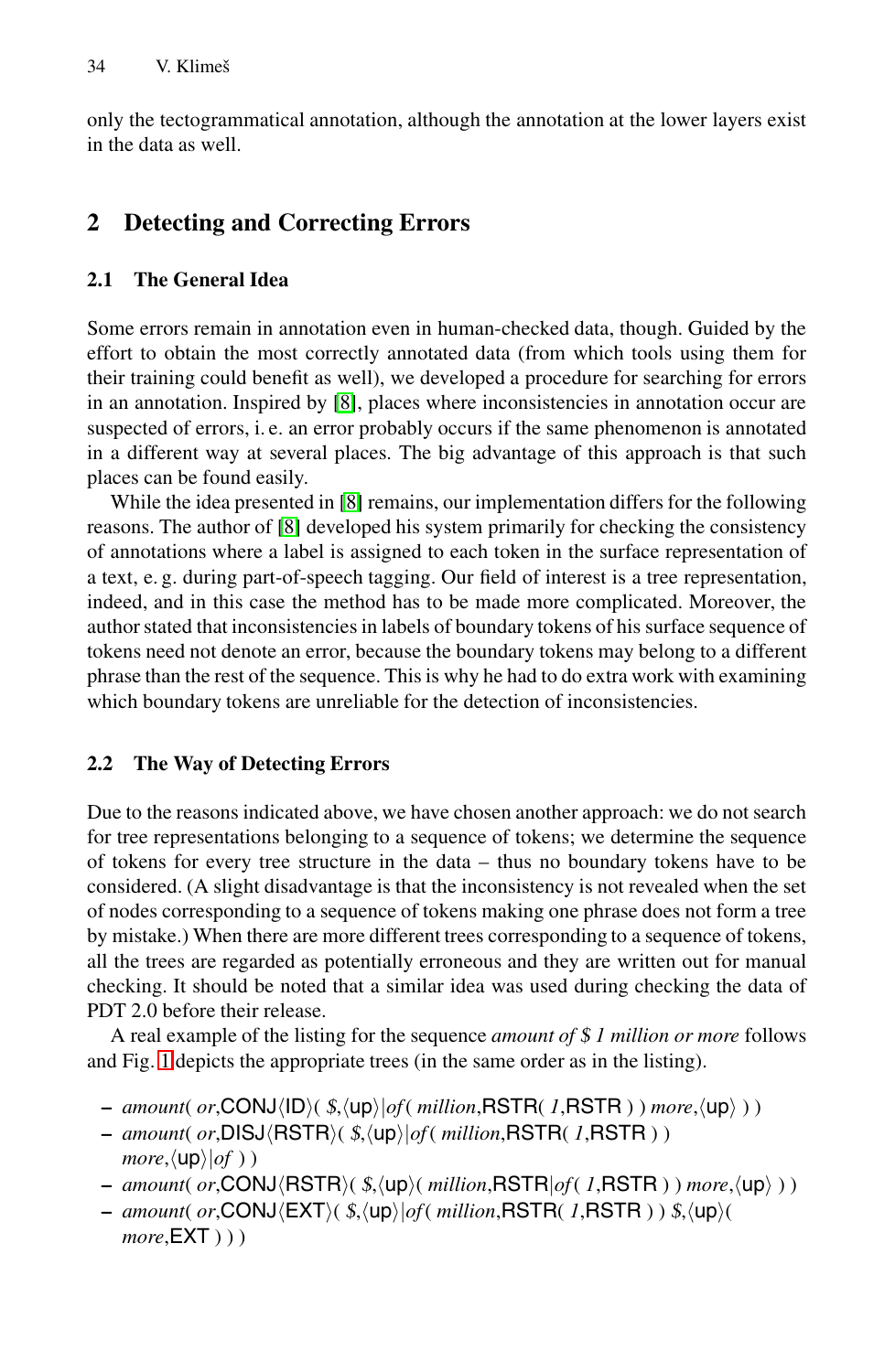only the tectogrammatical annotation, although the annotation at the lower layers exist in the data as well.

## 2 Detecting and Correcting Errors

### 2.1 The General Idea

Some errors remain in annotation even in human-checked data, though. Guided by the effort to obtain the most correctly annotated data (from which tools using them for their training could benefit as well), we developed a procedure for searching for errors in an annotation. Inspired by [8], places where inconsistencies in annotation occur are suspected of errors, i. e. an error probably occurs if the same phenomenon is annotated in a different way at several places. The big advantage of this approach is that such places can be found easily.

While the idea presented in [8] remains, our implementation differs for the following reasons. The author of [8] developed his system primarily for checking the consistency of annotations where a label is assigned to each token in the surface representation of a text, e. g. during part-of-speech tagging. Our field of interest is a tree representation, indeed, and in this case the method has to be made more complicated. Moreover, the author stated that inconsistencies in labels of boundary tokens of his surface sequence of tokens need not denote an error, because the boundary tokens may belong to a different phrase than the rest of the sequence. This is why he had to do extra work with examining which boundary tokens are unreliable for the detection of inconsistencies.

### 2.2 The Way of Detecting Errors

Due to the reasons indicated above, we have chosen another approach: we do not search for tree representations belonging to a sequence of tokens; we determine the sequence of tokens for every tree structure in the data – thus no boundary tokens have to be considered. (A slight disadvantage is that the inconsistency is not revealed when the set of nodes corresponding to a sequence of tokens making one phrase does not form a tree by mistake.) When there are more different trees corresponding to a sequence of tokens, all the trees are regarded as potentially erroneous and they are written out for manual checking. It should be noted that a similar idea was used during checking the data of PDT 2.0 before their release.

A real example of the listing for the sequence *amount of $ 1 million or more* follows and Fig. 1 depicts the appropriate trees (in the same order as in the listing).

- *amount*( *or*,CONJ⟨ID⟩( *$*,⟨up⟩|*of*( *million*,RSTR( *1*,RSTR ) ) *more*,⟨up⟩ ) )
- *amount*( *or*,DISJ⟨RSTR⟩( *$*,⟨up⟩|*of*( *million*,RSTR( *1*,RSTR ) ) *more*,⟨up⟩|*of* ) )
- *amount*( *or*,CONJ⟨RSTR⟩( *$*,⟨up⟩( *million*,RSTR|*of*( *1*,RSTR ) ) *more*,⟨up⟩ ) )
- *amount*( *or*,CONJ⟨EXT⟩( *$*,⟨up⟩|*of*( *million*,RSTR( *1*,RSTR ) ) *$*,⟨up⟩( *more*,EXT ) ) )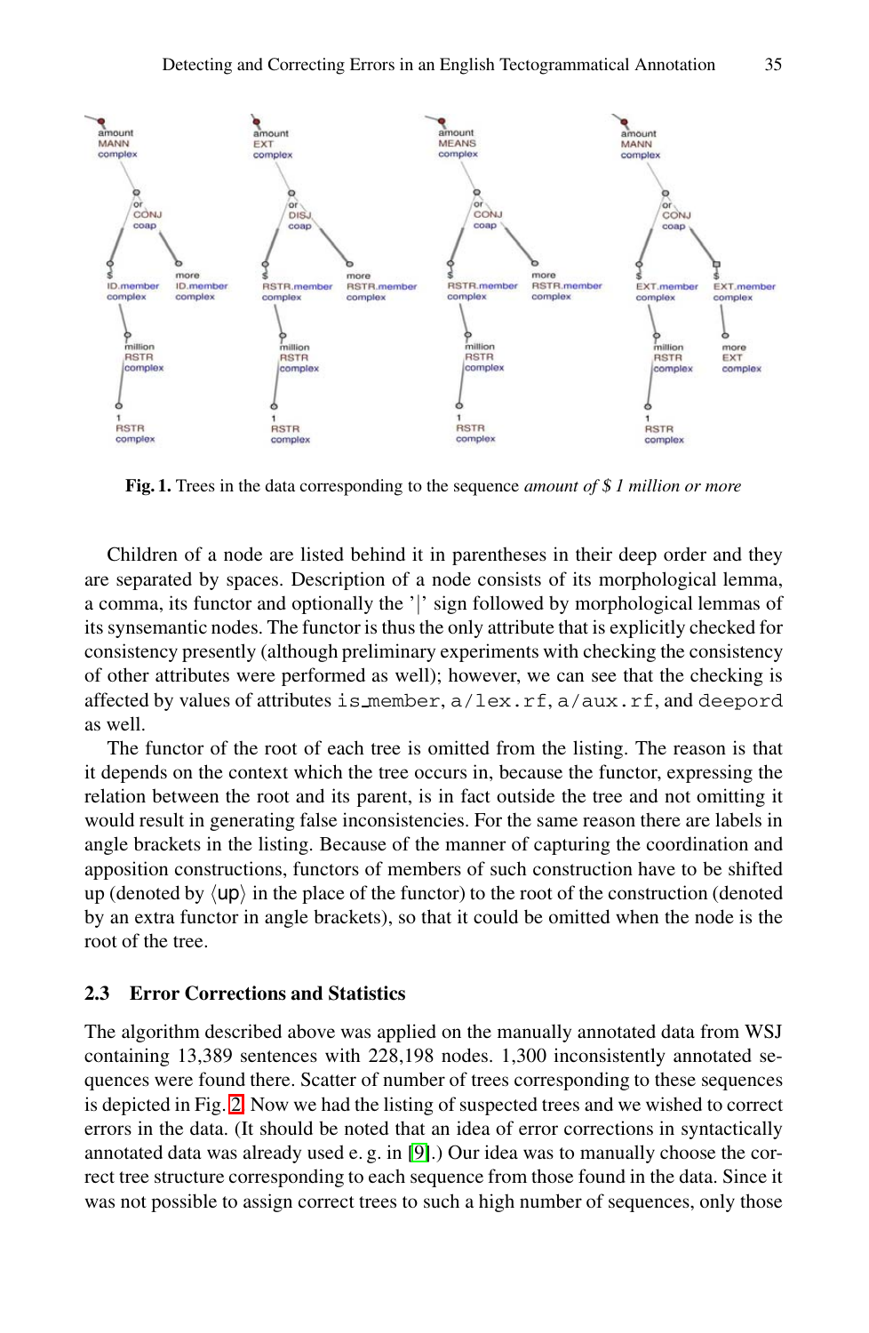**Fig. 1.** Trees in the data corresponding to the sequence *amount of $ 1 million or more*

Children of a node are listed behind it in parentheses in their deep order and they are separated by spaces. Description of a node consists of its morphological lemma, a comma, its functor and optionally the '|' sign followed by morphological lemmas of its synsemantic nodes. The functor is thus the only attribute that is explicitly checked for consistency presently (although preliminary experiments with checking the consistency of other attributes were performed as well); however, we can see that the checking is affected by values of attributes `is_member`, `a/lex.rf`, `a/aux.rf`, and `deepord` as well.

The functor of the root of each tree is omitted from the listing. The reason is that it depends on the context which the tree occurs in, because the functor, expressing the relation between the root and its parent, is in fact outside the tree and not omitting it would result in generating false inconsistencies. For the same reason there are labels in angle brackets in the listing. Because of the manner of capturing the coordination and apposition constructions, functors of members of such construction have to be shifted up (denoted by ⟨up⟩ in the place of the functor) to the root of the construction (denoted by an extra functor in angle brackets), so that it could be omitted when the node is the root of the tree.

### 2.3 Error Corrections and Statistics

The algorithm described above was applied on the manually annotated data from WSJ containing 13,389 sentences with 228,198 nodes. 1,300 inconsistently annotated sequences were found there. Scatter of number of trees corresponding to these sequences is depicted in Fig. 2. Now we had the listing of suspected trees and we wished to correct errors in the data. (It should be noted that an idea of error corrections in syntactically annotated data was already used e. g. in [9].) Our idea was to manually choose the correct tree structure corresponding to each sequence from those found in the data. Since it was not possible to assign correct trees to such a high number of sequences, only those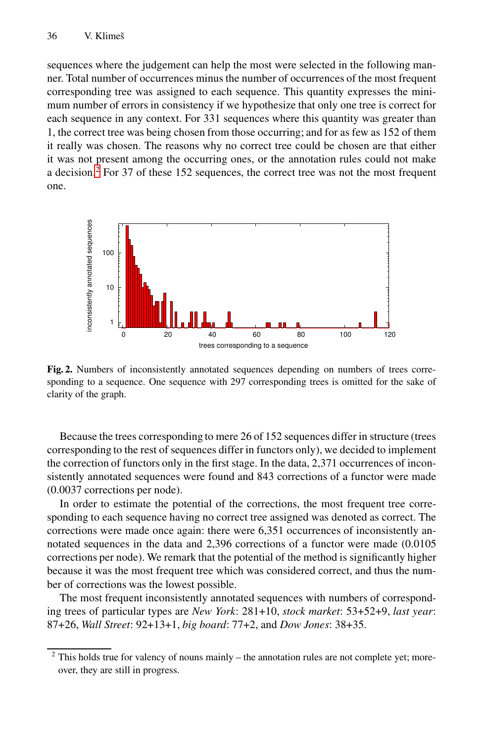sequences where the judgement can help the most were selected in the following manner. Total number of occurrences minus the number of occurrences of the most frequent corresponding tree was assigned to each sequence. This quantity expresses the minimum number of errors in consistency if we hypothesize that only one tree is correct for each sequence in any context. For 331 sequences where this quantity was greater than 1, the correct tree was being chosen from those occurring; and for as few as 152 of them it really was chosen. The reasons why no correct tree could be chosen are that either it was not present among the occurring ones, or the annotation rules could not make a decision.[2] For 37 of these 152 sequences, the correct tree was not the most frequent one.

**Fig. 2.** Numbers of inconsistently annotated sequences depending on numbers of trees corresponding to a sequence. One sequence with 297 corresponding trees is omitted for the sake of clarity of the graph.

Because the trees corresponding to mere 26 of 152 sequences differ in structure (trees corresponding to the rest of sequences differ in functors only), we decided to implement the correction of functors only in the first stage. In the data, 2,371 occurrences of inconsistently annotated sequences were found and 843 corrections of a functor were made (0.0037 corrections per node).

In order to estimate the potential of the corrections, the most frequent tree corresponding to each sequence having no correct tree assigned was denoted as correct. The corrections were made once again: there were 6,351 occurrences of inconsistently annotated sequences in the data and 2,396 corrections of a functor were made (0.0105 corrections per node). We remark that the potential of the method is significantly higher because it was the most frequent tree which was considered correct, and thus the number of corrections was the lowest possible.

The most frequent inconsistently annotated sequences with numbers of corresponding trees of particular types are *New York*: 281+10, *stock market*: 53+52+9, *last year*: 87+26, *Wall Street*: 92+13+1, *big board*: 77+2, and *Dow Jones*: 38+35.

[2] This holds true for valency of nouns mainly – the annotation rules are not complete yet; moreover, they are still in progress.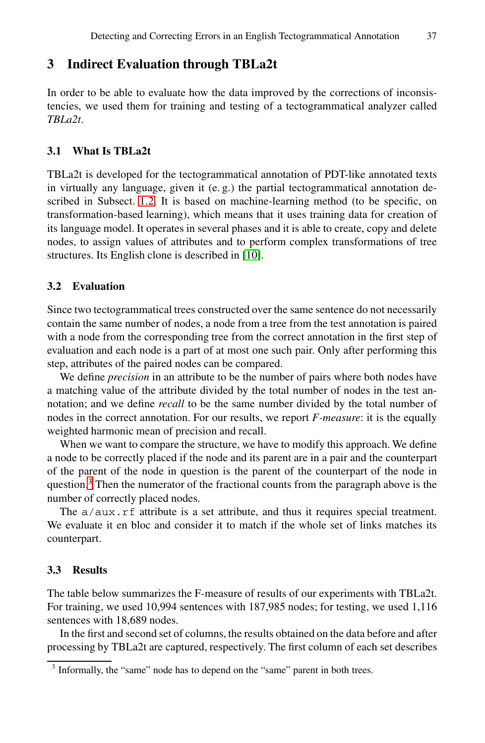## 3 Indirect Evaluation through TBLa2t

In order to be able to evaluate how the data improved by the corrections of inconsistencies, we used them for training and testing of a tectogrammatical analyzer called *TBLa2t*.

### 3.1 What Is TBLa2t

TBLa2t is developed for the tectogrammatical annotation of PDT-like annotated texts in virtually any language, given it (e. g.) the partial tectogrammatical annotation described in Subsect. 1.2. It is based on machine-learning method (to be specific, on transformation-based learning), which means that it uses training data for creation of its language model. It operates in several phases and it is able to create, copy and delete nodes, to assign values of attributes and to perform complex transformations of tree structures. Its English clone is described in [10].

### 3.2 Evaluation

Since two tectogrammatical trees constructed over the same sentence do not necessarily contain the same number of nodes, a node from a tree from the test annotation is paired with a node from the corresponding tree from the correct annotation in the first step of evaluation and each node is a part of at most one such pair. Only after performing this step, attributes of the paired nodes can be compared.

We define *precision* in an attribute to be the number of pairs where both nodes have a matching value of the attribute divided by the total number of nodes in the test annotation; and we define *recall* to be the same number divided by the total number of nodes in the correct annotation. For our results, we report *F-measure*: it is the equally weighted harmonic mean of precision and recall.

When we want to compare the structure, we have to modify this approach. We define a node to be correctly placed if the node and its parent are in a pair and the counterpart of the parent of the node in question is the parent of the counterpart of the node in question.[3] Then the numerator of the fractional counts from the paragraph above is the number of correctly placed nodes.

The `a/aux.rf` attribute is a set attribute, and thus it requires special treatment. We evaluate it en bloc and consider it to match if the whole set of links matches its counterpart.

### 3.3 Results

The table below summarizes the F-measure of results of our experiments with TBLa2t. For training, we used 10,994 sentences with 187,985 nodes; for testing, we used 1,116 sentences with 18,689 nodes.

In the first and second set of columns, the results obtained on the data before and after processing by TBLa2t are captured, respectively. The first column of each set describes

[3] Informally, the "same" node has to depend on the "same" parent in both trees.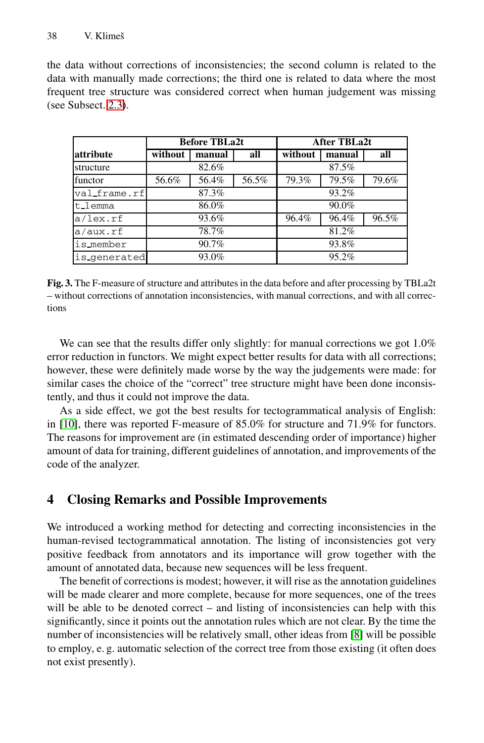the data without corrections of inconsistencies; the second column is related to the data with manually made corrections; the third one is related to data where the most frequent tree structure was considered correct when human judgement was missing (see Subsect. 2.3).

| attribute | Before TBLa2t | | | After TBLa2t | | |
|---|---|---|---|---|---|---|
| | without | manual | all | without | manual | all |
| structure | 82.6% | | | 87.5% | | |
| functor | 56.6% | 56.4% | 56.5% | 79.3% | 79.5% | 79.6% |
| `val_frame.rf` | 87.3% | | | 93.2% | | |
| `t_lemma` | 86.0% | | | 90.0% | | |
| `a/lex.rf` | 93.6% | | | 96.4% | 96.4% | 96.5% |
| `a/aux.rf` | 78.7% | | | 81.2% | | |
| `is_member` | 90.7% | | | 93.8% | | |
| `is_generated` | 93.0% | | | 95.2% | | |

**Fig. 3.** The F-measure of structure and attributes in the data before and after processing by TBLa2t – without corrections of annotation inconsistencies, with manual corrections, and with all corrections

We can see that the results differ only slightly: for manual corrections we got 1.0% error reduction in functors. We might expect better results for data with all corrections; however, these were definitely made worse by the way the judgements were made: for similar cases the choice of the "correct" tree structure might have been done inconsistently, and thus it could not improve the data.

As a side effect, we got the best results for tectogrammatical analysis of English: in [10], there was reported F-measure of 85.0% for structure and 71.9% for functors. The reasons for improvement are (in estimated descending order of importance) higher amount of data for training, different guidelines of annotation, and improvements of the code of the analyzer.

## 4 Closing Remarks and Possible Improvements

We introduced a working method for detecting and correcting inconsistencies in the human-revised tectogrammatical annotation. The listing of inconsistencies got very positive feedback from annotators and its importance will grow together with the amount of annotated data, because new sequences will be less frequent.

The benefit of corrections is modest; however, it will rise as the annotation guidelines will be made clearer and more complete, because for more sequences, one of the trees will be able to be denoted correct – and listing of inconsistencies can help with this significantly, since it points out the annotation rules which are not clear. By the time the number of inconsistencies will be relatively small, other ideas from [8] will be possible to employ, e. g. automatic selection of the correct tree from those existing (it often does not exist presently).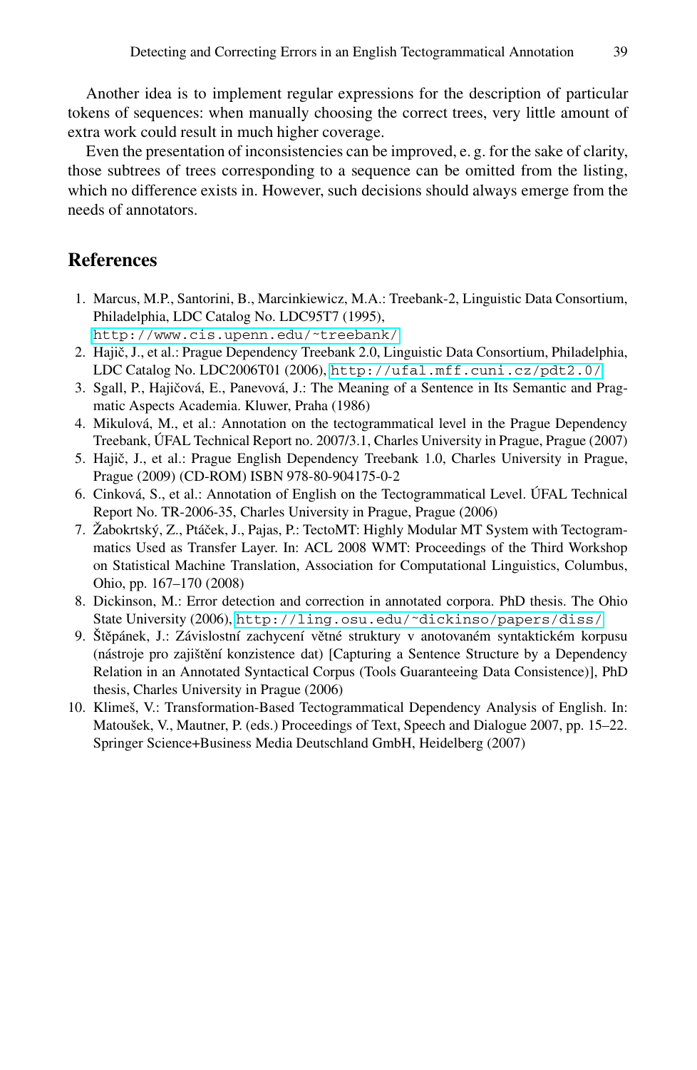Another idea is to implement regular expressions for the description of particular tokens of sequences: when manually choosing the correct trees, very little amount of extra work could result in much higher coverage.

Even the presentation of inconsistencies can be improved, e. g. for the sake of clarity, those subtrees of trees corresponding to a sequence can be omitted from the listing, which no difference exists in. However, such decisions should always emerge from the needs of annotators.

## References

1. Marcus, M.P., Santorini, B., Marcinkiewicz, M.A.: Treebank-2, Linguistic Data Consortium, Philadelphia, LDC Catalog No. LDC95T7 (1995), http://www.cis.upenn.edu/~treebank/
2. Hajič, J., et al.: Prague Dependency Treebank 2.0, Linguistic Data Consortium, Philadelphia, LDC Catalog No. LDC2006T01 (2006), http://ufal.mff.cuni.cz/pdt2.0/
3. Sgall, P., Hajičová, E., Panevová, J.: The Meaning of a Sentence in Its Semantic and Pragmatic Aspects Academia. Kluwer, Praha (1986)
4. Mikulová, M., et al.: Annotation on the tectogrammatical level in the Prague Dependency Treebank, ÚFAL Technical Report no. 2007/3.1, Charles University in Prague, Prague (2007)
5. Hajič, J., et al.: Prague English Dependency Treebank 1.0, Charles University in Prague, Prague (2009) (CD-ROM) ISBN 978-80-904175-0-2
6. Cinková, S., et al.: Annotation of English on the Tectogrammatical Level. ÚFAL Technical Report No. TR-2006-35, Charles University in Prague, Prague (2006)
7. Žabokrtský, Z., Ptáček, J., Pajas, P.: TectoMT: Highly Modular MT System with Tectogrammatics Used as Transfer Layer. In: ACL 2008 WMT: Proceedings of the Third Workshop on Statistical Machine Translation, Association for Computational Linguistics, Columbus, Ohio, pp. 167–170 (2008)
8. Dickinson, M.: Error detection and correction in annotated corpora. PhD thesis. The Ohio State University (2006), http://ling.osu.edu/~dickinso/papers/diss/
9. Štěpánek, J.: Závislostní zachycení větné struktury v anotovaném syntaktickém korpusu (nástroje pro zajištění konzistence dat) [Capturing a Sentence Structure by a Dependency Relation in an Annotated Syntactical Corpus (Tools Guaranteeing Data Consistence)], PhD thesis, Charles University in Prague (2006)
10. Klimeš, V.: Transformation-Based Tectogrammatical Dependency Analysis of English. In: Matoušek, V., Mautner, P. (eds.) Proceedings of Text, Speech and Dialogue 2007, pp. 15–22. Springer Science+Business Media Deutschland GmbH, Heidelberg (2007)